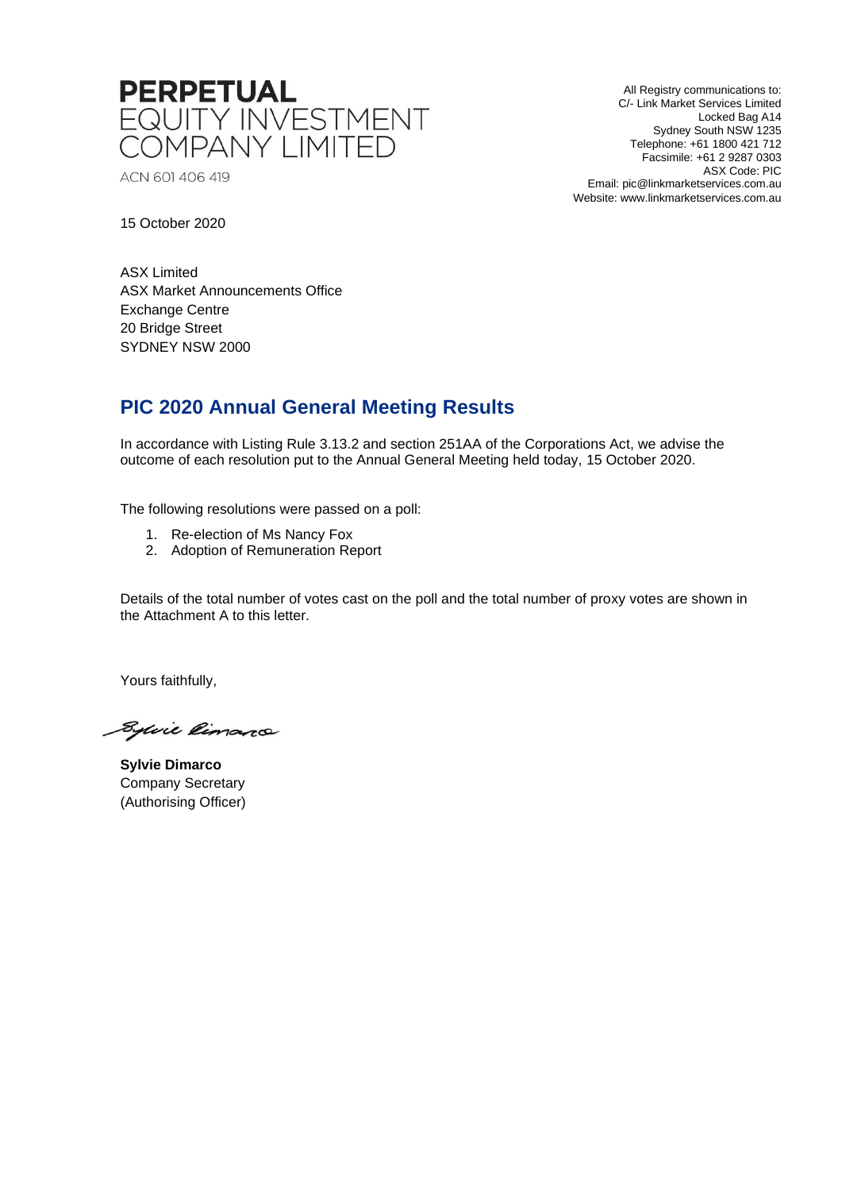**PERPETUAL**
EQUITY INVESTMENT
COMPANY LIMITED

ACN 601 406 419

All Registry communications to:
C/- Link Market Services Limited
Locked Bag A14
Sydney South NSW 1235
Telephone: +61 1800 421 712
Facsimile: +61 2 9287 0303
ASX Code: PIC
Email: pic@linkmarketservices.com.au
Website: www.linkmarketservices.com.au

15 October 2020

ASX Limited
ASX Market Announcements Office
Exchange Centre
20 Bridge Street
SYDNEY NSW 2000

## PIC 2020 Annual General Meeting Results

In accordance with Listing Rule 3.13.2 and section 251AA of the Corporations Act, we advise the outcome of each resolution put to the Annual General Meeting held today, 15 October 2020.

The following resolutions were passed on a poll:

1. Re-election of Ms Nancy Fox
2. Adoption of Remuneration Report

Details of the total number of votes cast on the poll and the total number of proxy votes are shown in the Attachment A to this letter.

Yours faithfully,

**Sylvie Dimarco**
Company Secretary
(Authorising Officer)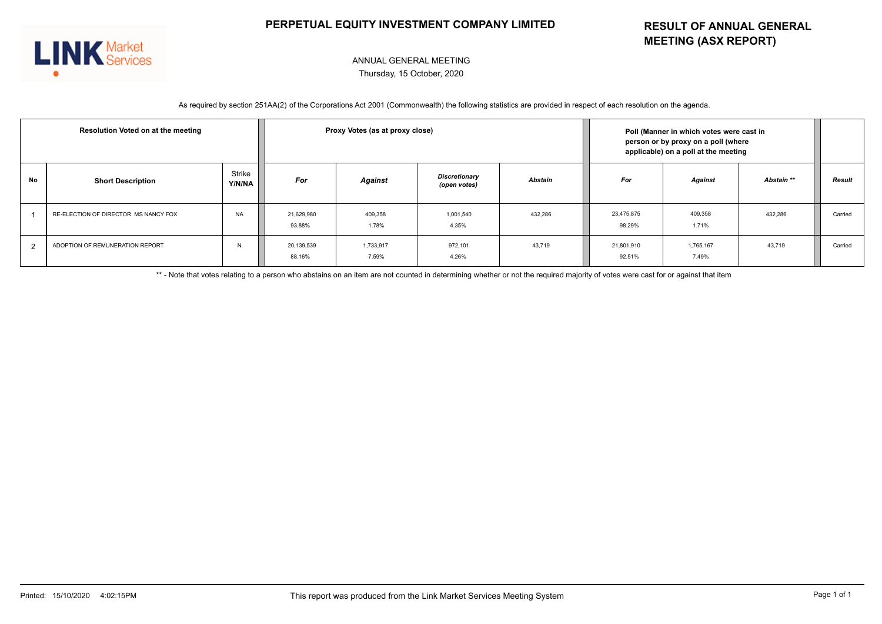# PERPETUAL EQUITY INVESTMENT COMPANY LIMITED

## RESULT OF ANNUAL GENERAL MEETING (ASX REPORT)

ANNUAL GENERAL MEETING
Thursday, 15 October, 2020

As required by section 251AA(2) of the Corporations Act 2001 (Commonwealth) the following statistics are provided in respect of each resolution on the agenda.

| Resolution Voted on at the meeting | | | Proxy Votes (as at proxy close) | | | | Poll (Manner in which votes were cast in person or by proxy on a poll (where applicable) on a poll at the meeting | | | |
|---|---|---|---|---|---|---|---|---|---|---|
| **No** | **Short Description** | **Strike Y/N/NA** | ***For*** | ***Against*** | ***Discretionary (open votes)*** | ***Abstain*** | ***For*** | ***Against*** | ***Abstain \*\**** | ***Result*** |
| 1 | RE-ELECTION OF DIRECTOR MS NANCY FOX | NA | 21,629,980 93.88% | 409,358 1.78% | 1,001,540 4.35% | 432,286 | 23,475,875 98.29% | 409,358 1.71% | 432,286 | Carried |
| 2 | ADOPTION OF REMUNERATION REPORT | N | 20,139,539 88.16% | 1,733,917 7.59% | 972,101 4.26% | 43,719 | 21,801,910 92.51% | 1,765,167 7.49% | 43,719 | Carried |

** - Note that votes relating to a person who abstains on an item are not counted in determining whether or not the required majority of votes were cast for or against that item

Printed: 15/10/2020 4:02:15PM

This report was produced from the Link Market Services Meeting System